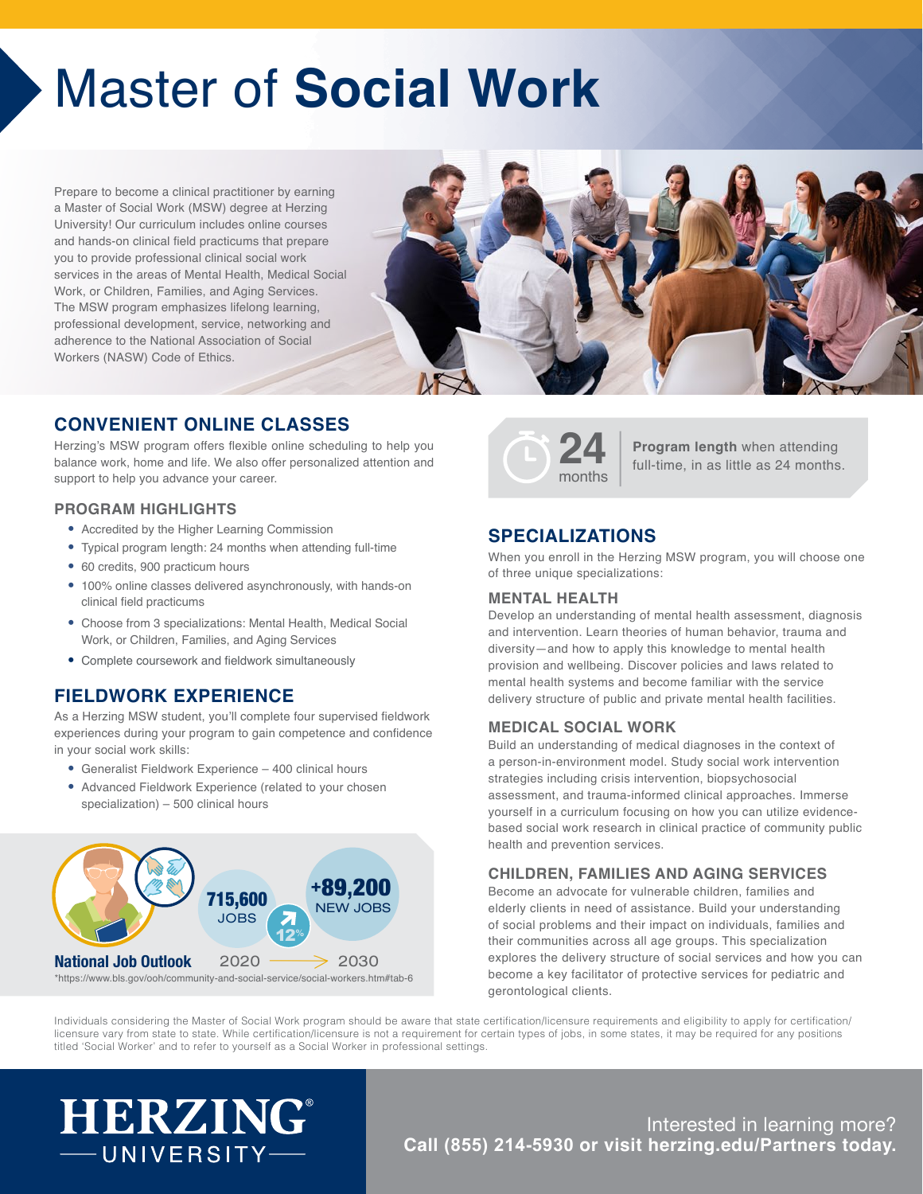# Master of **Social Work**

Prepare to become a clinical practitioner by earning a Master of Social Work (MSW) degree at Herzing University! Our curriculum includes online courses and hands-on clinical field practicums that prepare you to provide professional clinical social work services in the areas of Mental Health, Medical Social Work, or Children, Families, and Aging Services. The MSW program emphasizes lifelong learning, professional development, service, networking and adherence to the National Association of Social Workers (NASW) Code of Ethics.

## CONVENIENT ONLINE CLASSES

Herzing's MSW program offers flexible online scheduling to help you balance work, home and life. We also offer personalized attention and support to help you advance your career.

### PROGRAM HIGHLIGHTS

- Accredited by the Higher Learning Commission
- Typical program length: 24 months when attending full-time
- 60 credits, 900 practicum hours
- 100% online classes delivered asynchronously, with hands-on clinical field practicums
- Choose from 3 specializations: Mental Health, Medical Social Work, or Children, Families, and Aging Services
- Complete coursework and fieldwork simultaneously

## FIELDWORK EXPERIENCE

As a Herzing MSW student, you'll complete four supervised fieldwork experiences during your program to gain competence and confidence in your social work skills:

- Generalist Fieldwork Experience – 400 clinical hours
- Advanced Fieldwork Experience (related to your chosen specialization) – 500 clinical hours

**National Job Outlook**

715,600 JOBS (2020) → +89,200 NEW JOBS (2030) — 12%

*https://www.bls.gov/ooh/community-and-social-service/social-workers.htm#tab-6

**24 months** — **Program length** when attending full-time, in as little as 24 months.

## SPECIALIZATIONS

When you enroll in the Herzing MSW program, you will choose one of three unique specializations:

### MENTAL HEALTH

Develop an understanding of mental health assessment, diagnosis and intervention. Learn theories of human behavior, trauma and diversity—and how to apply this knowledge to mental health provision and wellbeing. Discover policies and laws related to mental health systems and become familiar with the service delivery structure of public and private mental health facilities.

### MEDICAL SOCIAL WORK

Build an understanding of medical diagnoses in the context of a person-in-environment model. Study social work intervention strategies including crisis intervention, biopsychosocial assessment, and trauma-informed clinical approaches. Immerse yourself in a curriculum focusing on how you can utilize evidence-based social work research in clinical practice of community public health and prevention services.

### CHILDREN, FAMILIES AND AGING SERVICES

Become an advocate for vulnerable children, families and elderly clients in need of assistance. Build your understanding of social problems and their impact on individuals, families and their communities across all age groups. This specialization explores the delivery structure of social services and how you can become a key facilitator of protective services for pediatric and gerontological clients.

Individuals considering the Master of Social Work program should be aware that state certification/licensure requirements and eligibility to apply for certification/licensure vary from state to state. While certification/licensure is not a requirement for certain types of jobs, in some states, it may be required for any positions titled 'Social Worker' and to refer to yourself as a Social Worker in professional settings.

HERZING® UNIVERSITY

Interested in learning more?
**Call (855) 214-5930 or visit herzing.edu/Partners today.**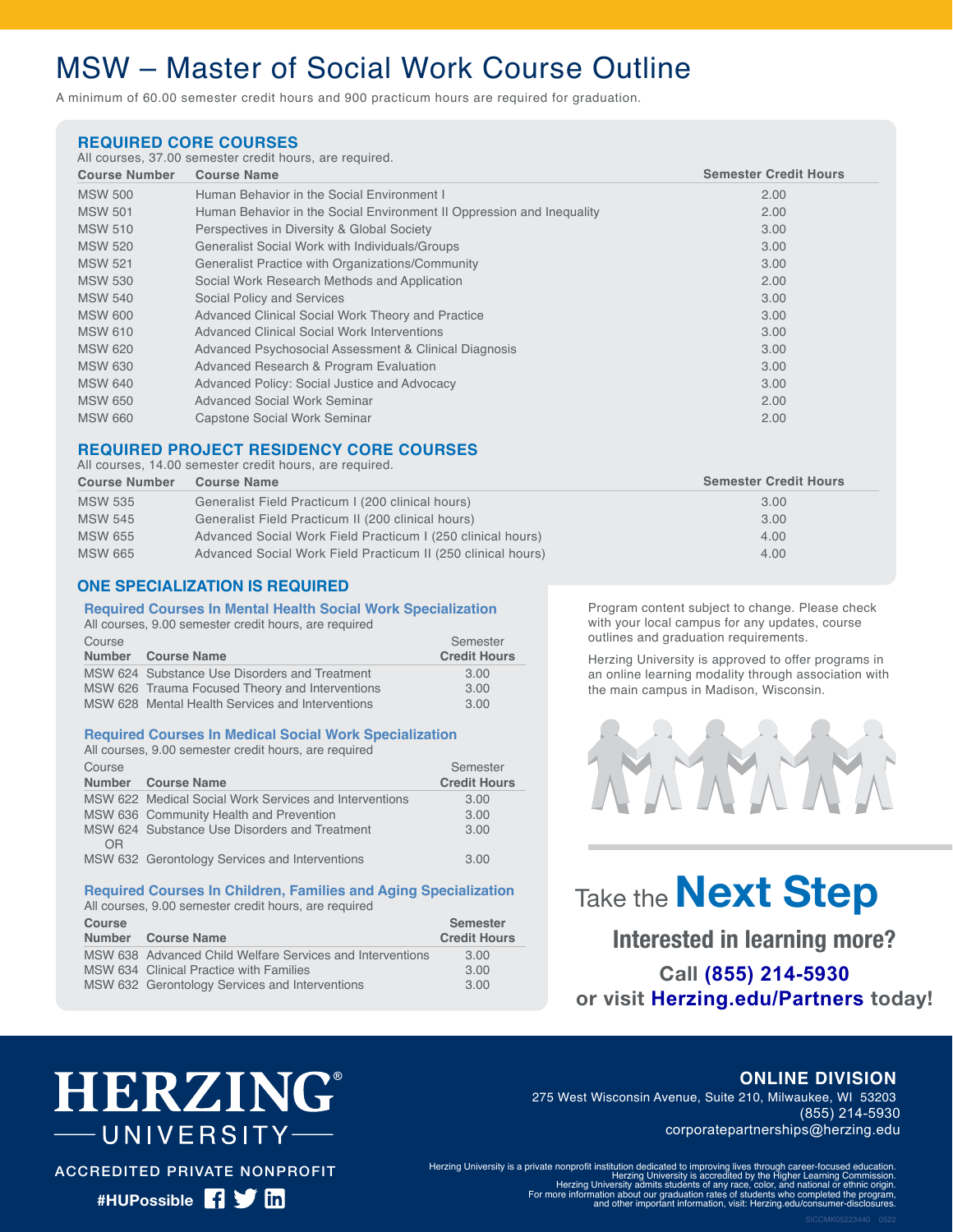# MSW – Master of Social Work Course Outline

A minimum of 60.00 semester credit hours and 900 practicum hours are required for graduation.

## REQUIRED CORE COURSES

All courses, 37.00 semester credit hours, are required.

| Course Number | Course Name | Semester Credit Hours |
|---|---|---|
| MSW 500 | Human Behavior in the Social Environment I | 2.00 |
| MSW 501 | Human Behavior in the Social Environment II Oppression and Inequality | 2.00 |
| MSW 510 | Perspectives in Diversity & Global Society | 3.00 |
| MSW 520 | Generalist Social Work with Individuals/Groups | 3.00 |
| MSW 521 | Generalist Practice with Organizations/Community | 3.00 |
| MSW 530 | Social Work Research Methods and Application | 2.00 |
| MSW 540 | Social Policy and Services | 3.00 |
| MSW 600 | Advanced Clinical Social Work Theory and Practice | 3.00 |
| MSW 610 | Advanced Clinical Social Work Interventions | 3.00 |
| MSW 620 | Advanced Psychosocial Assessment & Clinical Diagnosis | 3.00 |
| MSW 630 | Advanced Research & Program Evaluation | 3.00 |
| MSW 640 | Advanced Policy: Social Justice and Advocacy | 3.00 |
| MSW 650 | Advanced Social Work Seminar | 2.00 |
| MSW 660 | Capstone Social Work Seminar | 2.00 |

## REQUIRED PROJECT RESIDENCY CORE COURSES

All courses, 14.00 semester credit hours, are required.

| Course Number | Course Name | Semester Credit Hours |
|---|---|---|
| MSW 535 | Generalist Field Practicum I (200 clinical hours) | 3.00 |
| MSW 545 | Generalist Field Practicum II (200 clinical hours) | 3.00 |
| MSW 655 | Advanced Social Work Field Practicum I (250 clinical hours) | 4.00 |
| MSW 665 | Advanced Social Work Field Practicum II (250 clinical hours) | 4.00 |

## ONE SPECIALIZATION IS REQUIRED

### Required Courses In Mental Health Social Work Specialization

All courses, 9.00 semester credit hours, are required

| Course Number | Course Name | Semester Credit Hours |
|---|---|---|
| MSW 624 | Substance Use Disorders and Treatment | 3.00 |
| MSW 626 | Trauma Focused Theory and Interventions | 3.00 |
| MSW 628 | Mental Health Services and Interventions | 3.00 |

### Required Courses In Medical Social Work Specialization

All courses, 9.00 semester credit hours, are required

| Course Number | Course Name | Semester Credit Hours |
|---|---|---|
| MSW 622 | Medical Social Work Services and Interventions | 3.00 |
| MSW 636 | Community Health and Prevention | 3.00 |
| MSW 624 | Substance Use Disorders and Treatment | 3.00 |
| OR | | |
| MSW 632 | Gerontology Services and Interventions | 3.00 |

### Required Courses In Children, Families and Aging Specialization

All courses, 9.00 semester credit hours, are required

| Course Number | Course Name | Semester Credit Hours |
|---|---|---|
| MSW 638 | Advanced Child Welfare Services and Interventions | 3.00 |
| MSW 634 | Clinical Practice with Families | 3.00 |
| MSW 632 | Gerontology Services and Interventions | 3.00 |

Program content subject to change. Please check with your local campus for any updates, course outlines and graduation requirements.

Herzing University is approved to offer programs in an online learning modality through association with the main campus in Madison, Wisconsin.

## Take the **Next Step**

**Interested in learning more?**

**Call (855) 214-5930**
**or visit Herzing.edu/Partners today!**

**HERZING® UNIVERSITY**

ACCREDITED PRIVATE NONPROFIT

#HUPossible

**ONLINE DIVISION**
275 West Wisconsin Avenue, Suite 210, Milwaukee, WI 53203
(855) 214-5930
corporatepartnerships@herzing.edu

Herzing University is a private nonprofit institution dedicated to improving lives through career-focused education.
Herzing University is accredited by the Higher Learning Commission.
Herzing University admits students of any race, color, and national or ethnic origin.
For more information about our graduation rates of students who completed the program, and other important information, visit: Herzing.edu/consumer-disclosures.

SICCMK05223440 0522